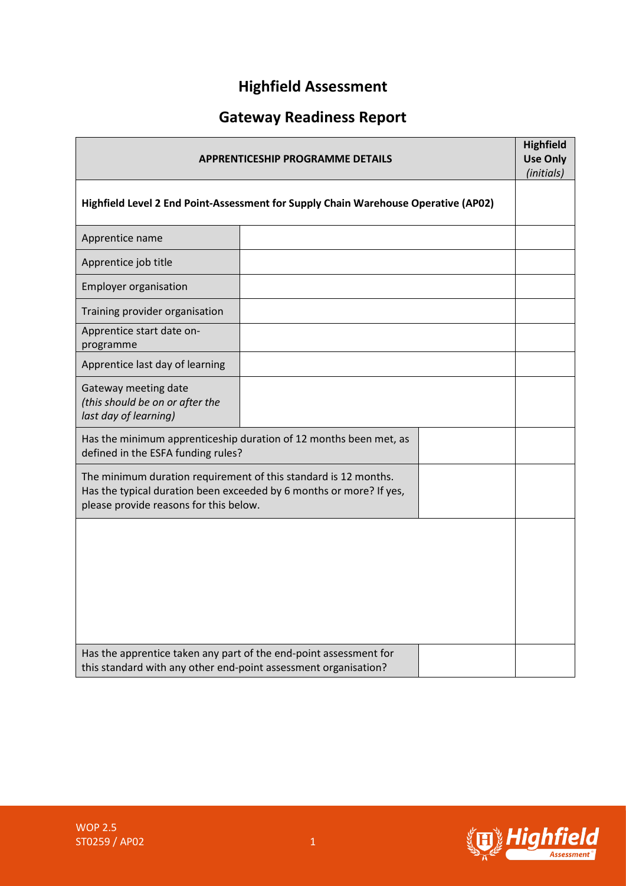# Highfield Assessment

## Gateway Readiness Report

| APPRENTICESHIP PROGRAMME DETAILS | | | Highfield Use Only *(initials)* |
|---|---|---|---|
| **Highfield Level 2 End Point-Assessment for Supply Chain Warehouse Operative (AP02)** | | | |
| Apprentice name | | | |
| Apprentice job title | | | |
| Employer organisation | | | |
| Training provider organisation | | | |
| Apprentice start date on-programme | | | |
| Apprentice last day of learning | | | |
| Gateway meeting date *(this should be on or after the last day of learning)* | | | |
| Has the minimum apprenticeship duration of 12 months been met, as defined in the ESFA funding rules? | | | |
| The minimum duration requirement of this standard is 12 months. Has the typical duration been exceeded by 6 months or more? If yes, please provide reasons for this below. | | | |
| | | | |
| Has the apprentice taken any part of the end-point assessment for this standard with any other end-point assessment organisation? | | | |

WOP 2.5
ST0259 / AP02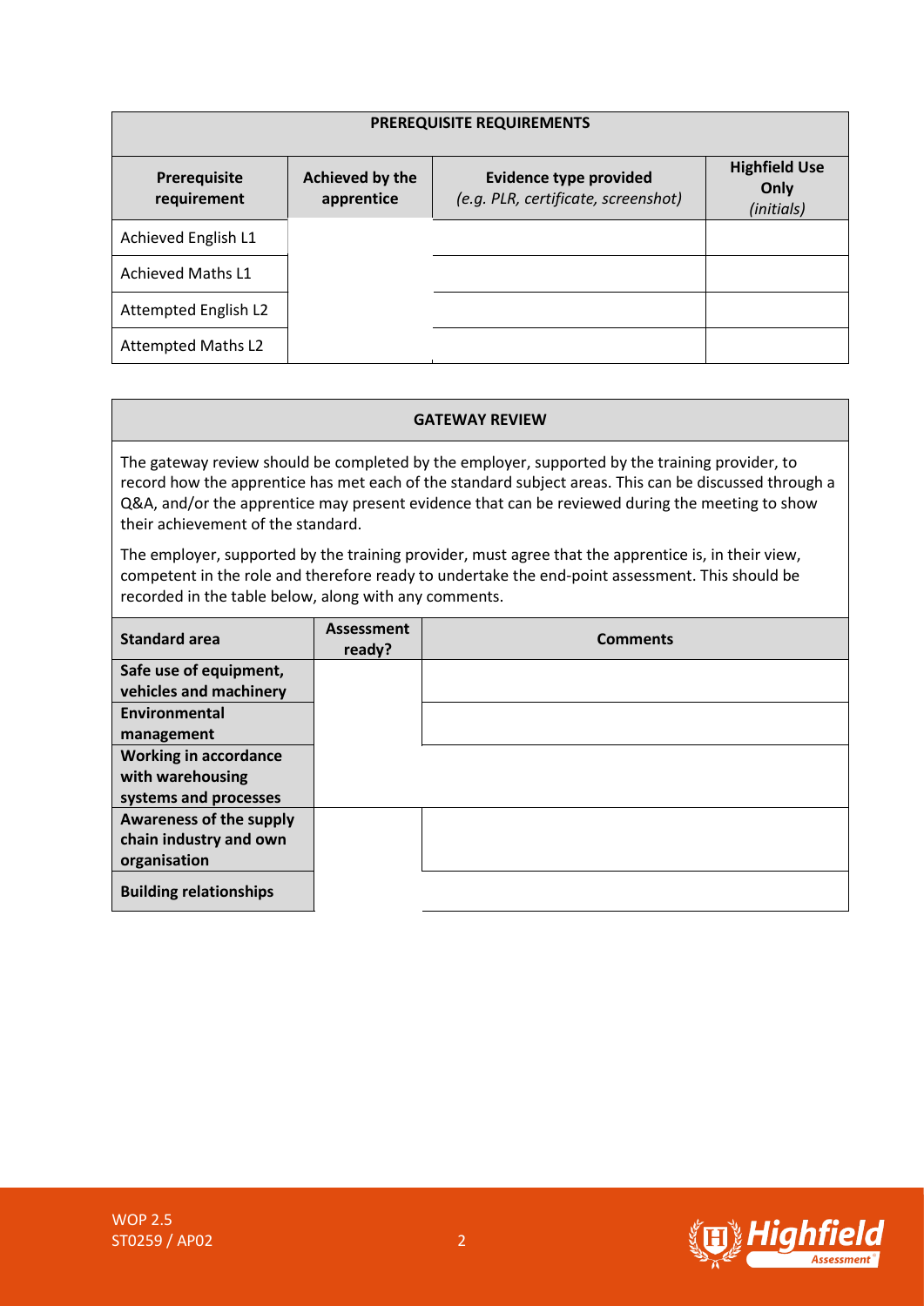| PREREQUISITE REQUIREMENTS | | | |
|---|---|---|---|
| **Prerequisite requirement** | **Achieved by the apprentice** | **Evidence type provided** *(e.g. PLR, certificate, screenshot)* | **Highfield Use Only** *(initials)* |
| Achieved English L1 | | | |
| Achieved Maths L1 | | | |
| Attempted English L2 | | | |
| Attempted Maths L2 | | | |

**GATEWAY REVIEW**

The gateway review should be completed by the employer, supported by the training provider, to record how the apprentice has met each of the standard subject areas. This can be discussed through a Q&A, and/or the apprentice may present evidence that can be reviewed during the meeting to show their achievement of the standard.

The employer, supported by the training provider, must agree that the apprentice is, in their view, competent in the role and therefore ready to undertake the end-point assessment. This should be recorded in the table below, along with any comments.

| Standard area | Assessment ready? | Comments |
|---|---|---|
| **Safe use of equipment, vehicles and machinery** | | |
| **Environmental management** | | |
| **Working in accordance with warehousing systems and processes** | | |
| **Awareness of the supply chain industry and own organisation** | | |
| **Building relationships** | | |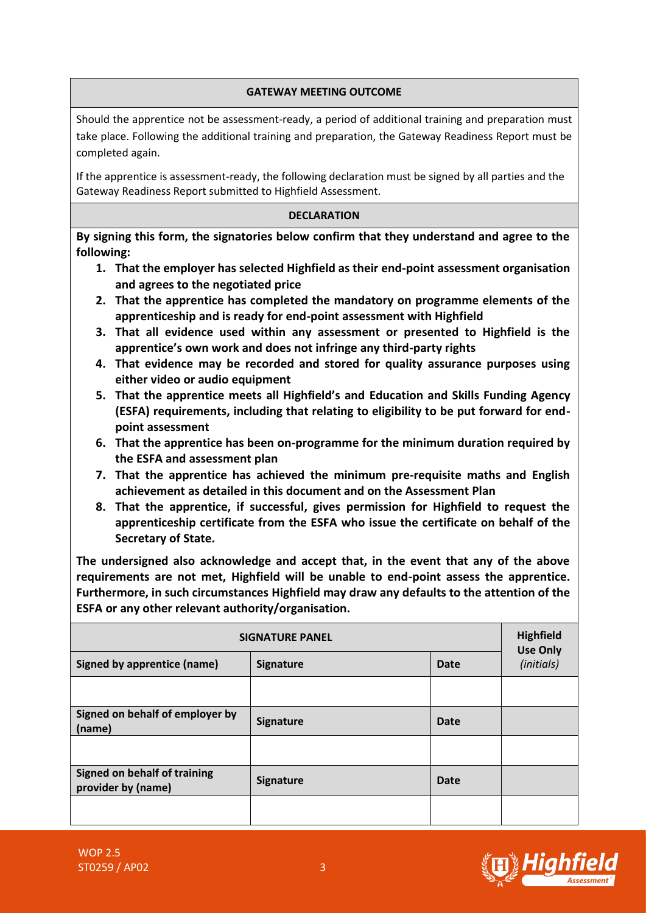## GATEWAY MEETING OUTCOME

Should the apprentice not be assessment-ready, a period of additional training and preparation must take place. Following the additional training and preparation, the Gateway Readiness Report must be completed again.

If the apprentice is assessment-ready, the following declaration must be signed by all parties and the Gateway Readiness Report submitted to Highfield Assessment.

## DECLARATION

**By signing this form, the signatories below confirm that they understand and agree to the following:**

1. **That the employer has selected Highfield as their end-point assessment organisation and agrees to the negotiated price**
2. **That the apprentice has completed the mandatory on programme elements of the apprenticeship and is ready for end-point assessment with Highfield**
3. **That all evidence used within any assessment or presented to Highfield is the apprentice's own work and does not infringe any third-party rights**
4. **That evidence may be recorded and stored for quality assurance purposes using either video or audio equipment**
5. **That the apprentice meets all Highfield's and Education and Skills Funding Agency (ESFA) requirements, including that relating to eligibility to be put forward for end-point assessment**
6. **That the apprentice has been on-programme for the minimum duration required by the ESFA and assessment plan**
7. **That the apprentice has achieved the minimum pre-requisite maths and English achievement as detailed in this document and on the Assessment Plan**
8. **That the apprentice, if successful, gives permission for Highfield to request the apprenticeship certificate from the ESFA who issue the certificate on behalf of the Secretary of State.**

**The undersigned also acknowledge and accept that, in the event that any of the above requirements are not met, Highfield will be unable to end-point assess the apprentice. Furthermore, in such circumstances Highfield may draw any defaults to the attention of the ESFA or any other relevant authority/organisation.**

| SIGNATURE PANEL | | | Highfield Use Only *(initials)* |
|---|---|---|---|
| **Signed by apprentice (name)** | **Signature** | **Date** | |
| | | | |
| **Signed on behalf of employer by (name)** | **Signature** | **Date** | |
| | | | |
| **Signed on behalf of training provider by (name)** | **Signature** | **Date** | |
| | | | |

WOP 2.5
ST0259 / AP02